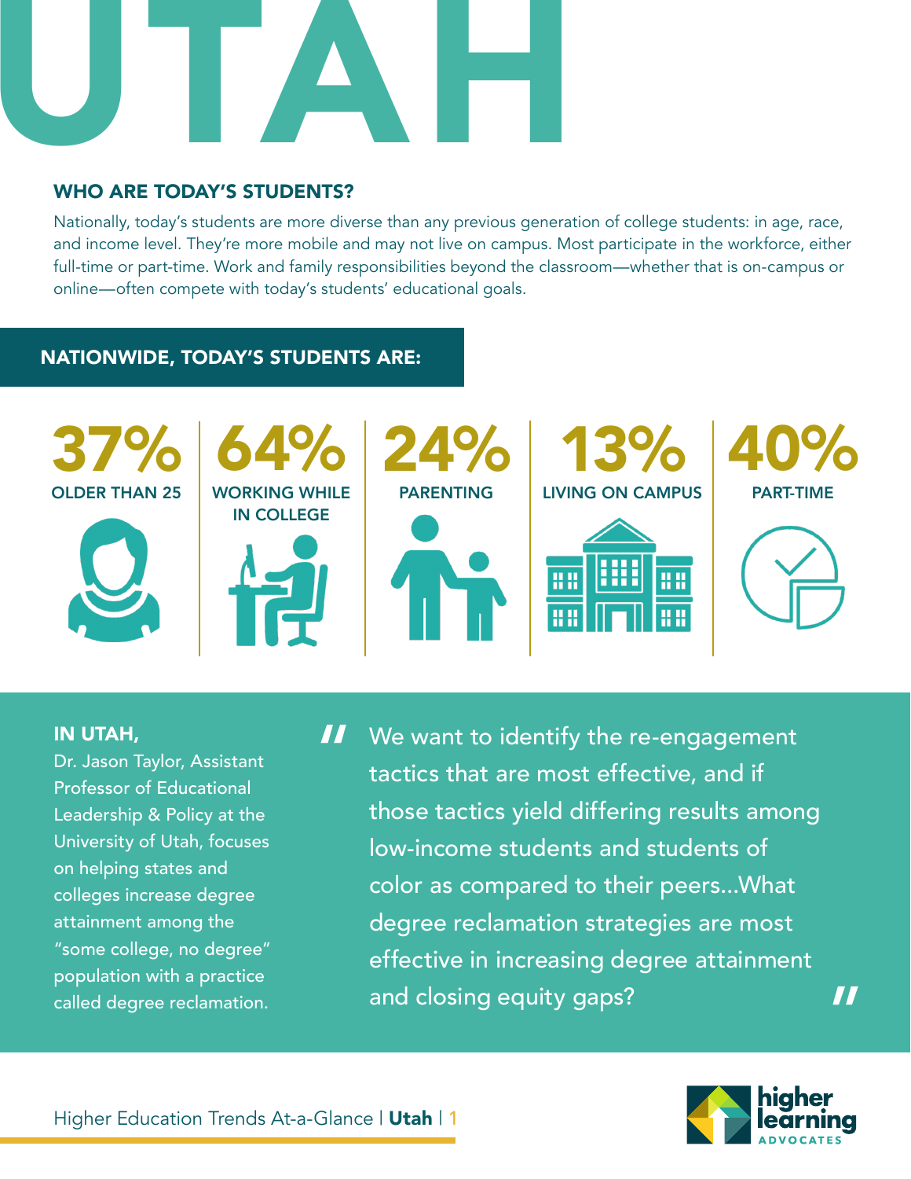# UTAH

## WHO ARE TODAY'S STUDENTS?

Nationally, today's students are more diverse than any previous generation of college students: in age, race, and income level. They're more mobile and may not live on campus. Most participate in the workforce, either full-time or part-time. Work and family responsibilities beyond the classroom—whether that is on-campus or online—often compete with today's students' educational goals.

### NATIONWIDE, TODAY'S STUDENTS ARE:

- **37%** OLDER THAN 25
- **64%** WORKING WHILE IN COLLEGE
- **24%** PARENTING
- **13%** LIVING ON CAMPUS
- **40%** PART-TIME

**IN UTAH,**
Dr. Jason Taylor, Assistant Professor of Educational Leadership & Policy at the University of Utah, focuses on helping states and colleges increase degree attainment among the "some college, no degree" population with a practice called degree reclamation.

> "We want to identify the re-engagement tactics that are most effective, and if those tactics yield differing results among low-income students and students of color as compared to their peers...What degree reclamation strategies are most effective in increasing degree attainment and closing equity gaps?"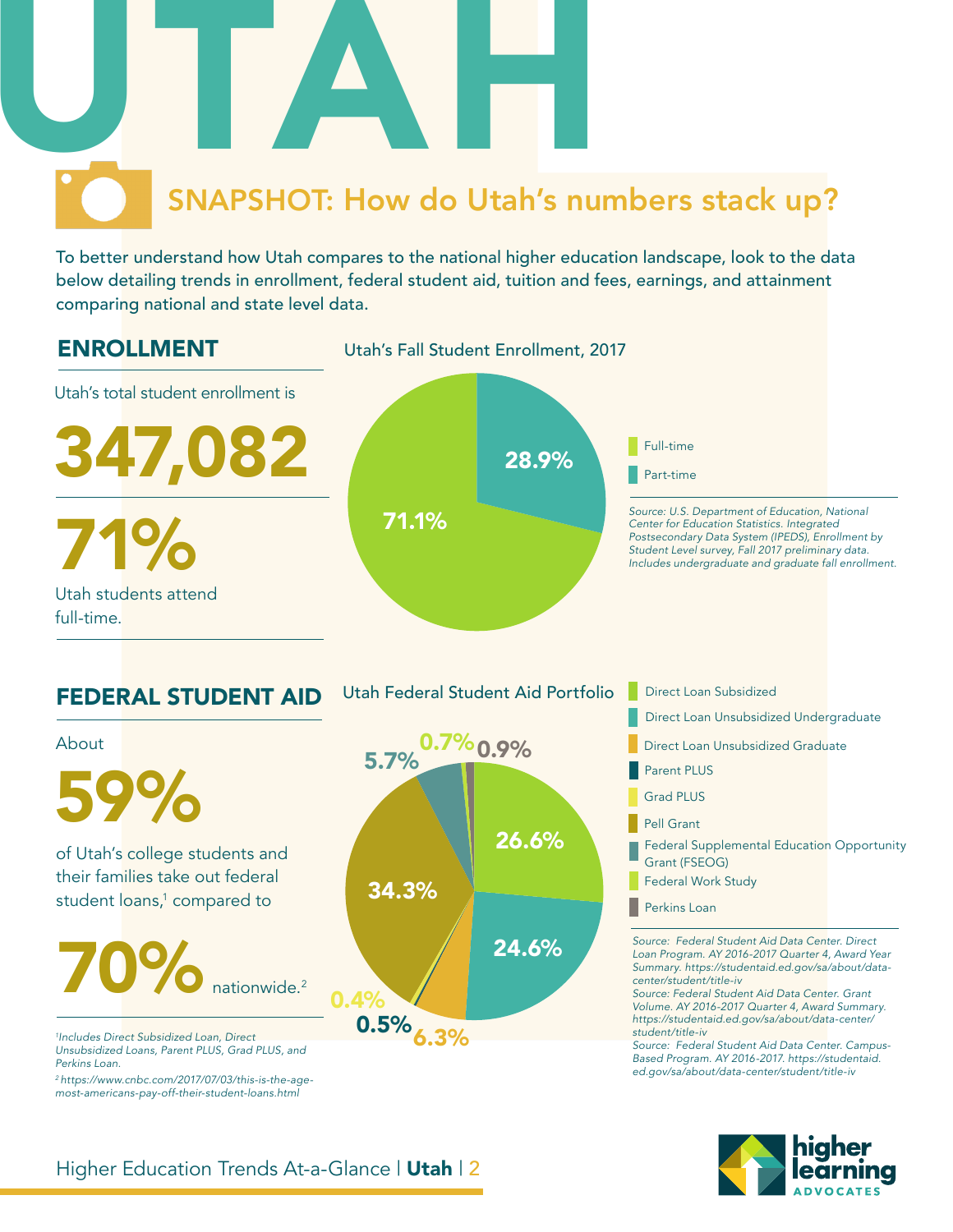# UTAH

## SNAPSHOT: How do Utah's numbers stack up?

To better understand how Utah compares to the national higher education landscape, look to the data below detailing trends in enrollment, federal student aid, tuition and fees, earnings, and attainment comparing national and state level data.

## ENROLLMENT

Utah's total student enrollment is

**347,082**

**71%**

Utah students attend full-time.

### Utah's Fall Student Enrollment, 2017

| Enrollment | Percent |
|---|---|
| Full-time | 71.1% |
| Part-time | 28.9% |

*Source: U.S. Department of Education, National Center for Education Statistics. Integrated Postsecondary Data System (IPEDS), Enrollment by Student Level survey, Fall 2017 preliminary data. Includes undergraduate and graduate fall enrollment.*

## FEDERAL STUDENT AID

About

**59%**

of Utah's college students and their families take out federal student loans,[1] compared to

**70%** nationwide.[2]

*[1]Includes Direct Subsidized Loan, Direct Unsubsidized Loans, Parent PLUS, Grad PLUS, and Perkins Loan.*

*[2] https://www.cnbc.com/2017/07/03/this-is-the-age-most-americans-pay-off-their-student-loans.html*

### Utah Federal Student Aid Portfolio

| Aid Type | Percent |
|---|---|
| Direct Loan Subsidized | 26.6% |
| Direct Loan Unsubsidized Undergraduate | 24.6% |
| Direct Loan Unsubsidized Graduate | 6.3% |
| Parent PLUS | 0.5% |
| Grad PLUS | 0.4% |
| Pell Grant | 34.3% |
| Federal Supplemental Education Opportunity Grant (FSEOG) | 5.7% |
| Federal Work Study | 0.7% |
| Perkins Loan | 0.9% |

*Source: Federal Student Aid Data Center. Direct Loan Program. AY 2016-2017 Quarter 4, Award Year Summary. https://studentaid.ed.gov/sa/about/data-center/student/title-iv*

*Source: Federal Student Aid Data Center. Grant Volume. AY 2016-2017 Quarter 4, Award Summary. https://studentaid.ed.gov/sa/about/data-center/student/title-iv*

*Source: Federal Student Aid Data Center. Campus-Based Program. AY 2016-2017. https://studentaid.ed.gov/sa/about/data-center/student/title-iv*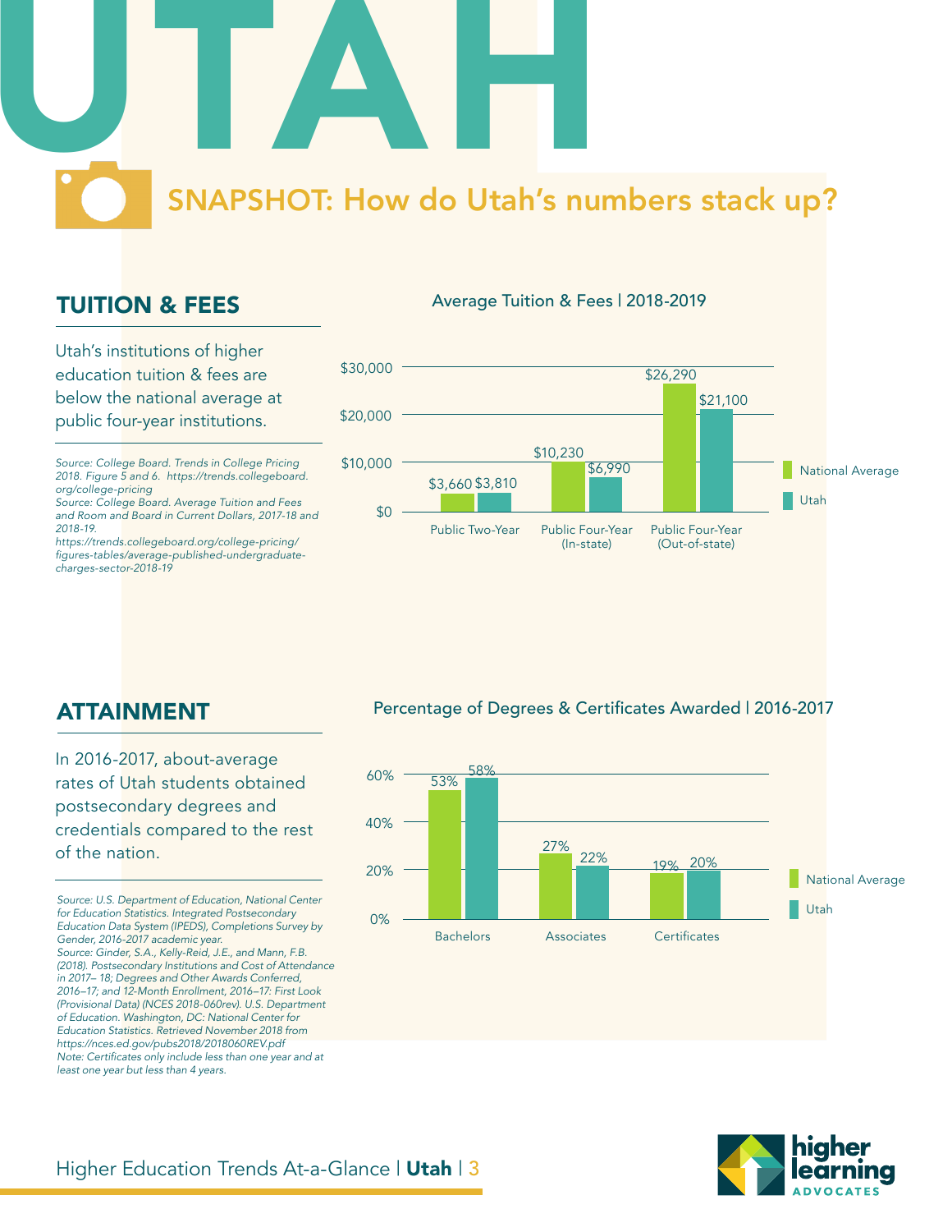# UTAH

## SNAPSHOT: How do Utah's numbers stack up?

## TUITION & FEES

Utah's institutions of higher education tuition & fees are below the national average at public four-year institutions.

*Source: College Board. Trends in College Pricing 2018. Figure 5 and 6. https://trends.collegeboard.org/college-pricing*
*Source: College Board. Average Tuition and Fees and Room and Board in Current Dollars, 2017-18 and 2018-19. https://trends.collegeboard.org/college-pricing/figures-tables/average-published-undergraduate-charges-sector-2018-19*

**Average Tuition & Fees | 2018-2019**

| | National Average | Utah |
|---|---|---|
| Public Two-Year | $3,660 | $3,810 |
| Public Four-Year (In-state) | $10,230 | $6,990 |
| Public Four-Year (Out-of-state) | $26,290 | $21,100 |

## ATTAINMENT

In 2016-2017, about-average rates of Utah students obtained postsecondary degrees and credentials compared to the rest of the nation.

*Source: U.S. Department of Education, National Center for Education Statistics. Integrated Postsecondary Education Data System (IPEDS), Completions Survey by Gender, 2016-2017 academic year.*
*Source: Ginder, S.A., Kelly-Reid, J.E., and Mann, F.B. (2018). Postsecondary Institutions and Cost of Attendance in 2017– 18; Degrees and Other Awards Conferred, 2016–17; and 12-Month Enrollment, 2016–17: First Look (Provisional Data) (NCES 2018-060rev). U.S. Department of Education. Washington, DC: National Center for Education Statistics. Retrieved November 2018 from https://nces.ed.gov/pubs2018/2018060REV.pdf*
*Note: Certificates only include less than one year and at least one year but less than 4 years.*

**Percentage of Degrees & Certificates Awarded | 2016-2017**

| | National Average | Utah |
|---|---|---|
| Bachelors | 53% | 58% |
| Associates | 27% | 22% |
| Certificates | 19% | 20% |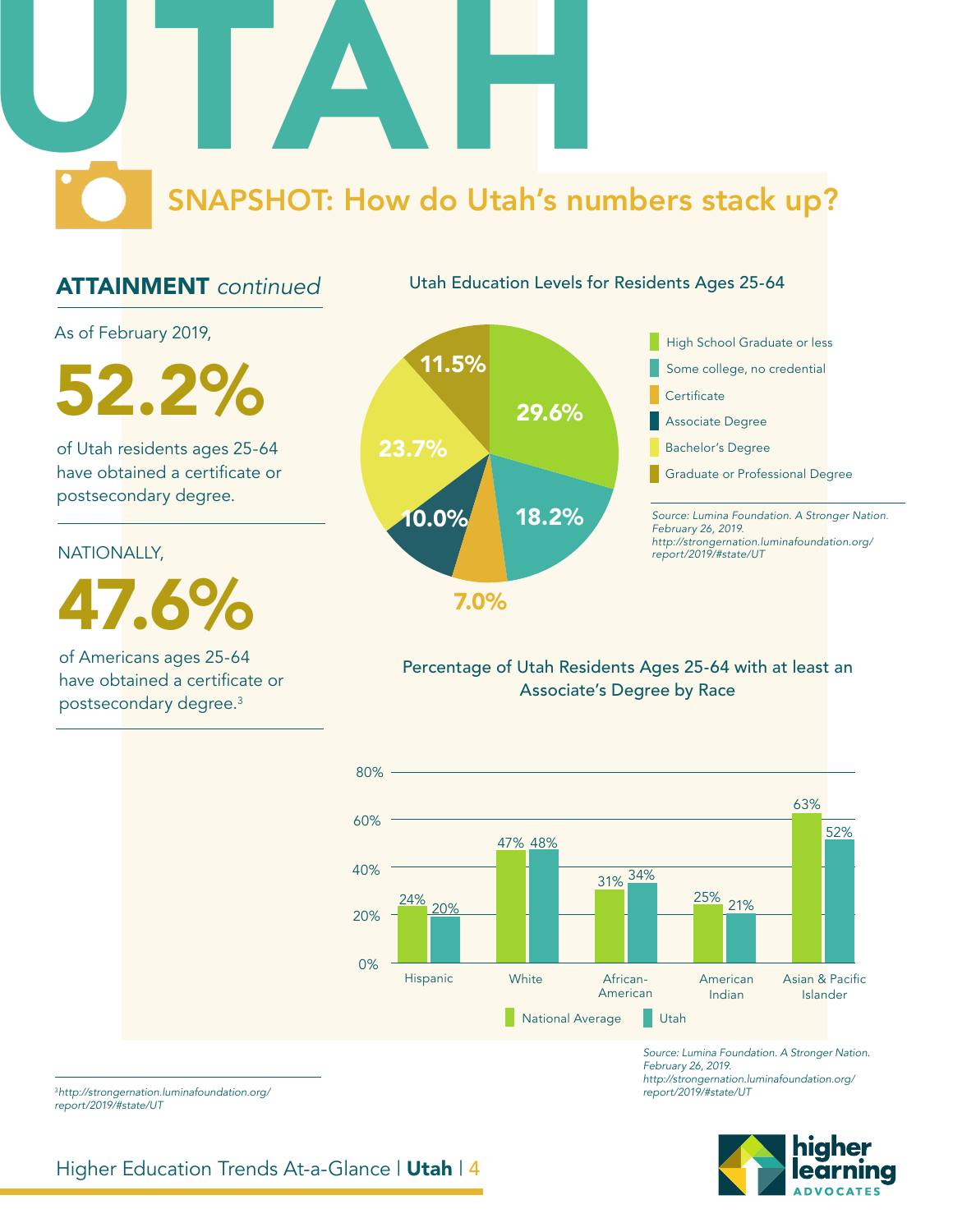# UTAH

## SNAPSHOT: How do Utah's numbers stack up?

### ATTAINMENT *continued*

As of February 2019,

**52.2%**

of Utah residents ages 25-64 have obtained a certificate or postsecondary degree.

NATIONALLY,

**47.6%**

of Americans ages 25-64 have obtained a certificate or postsecondary degree.[3]

**Utah Education Levels for Residents Ages 25-64**

| Education Level | Percentage |
|---|---|
| High School Graduate or less | 29.6% |
| Some college, no credential | 18.2% |
| Certificate | 7.0% |
| Associate Degree | 10.0% |
| Bachelor's Degree | 23.7% |
| Graduate or Professional Degree | 11.5% |

*Source: Lumina Foundation. A Stronger Nation. February 26, 2019. http://strongernation.luminafoundation.org/report/2019/#state/UT*

**Percentage of Utah Residents Ages 25-64 with at least an Associate's Degree by Race**

| Race | National Average | Utah |
|---|---|---|
| Hispanic | 24% | 20% |
| White | 47% | 48% |
| African-American | 31% | 34% |
| American Indian | 25% | 21% |
| Asian & Pacific Islander | 63% | 52% |

*Source: Lumina Foundation. A Stronger Nation. February 26, 2019. http://strongernation.luminafoundation.org/report/2019/#state/UT*

[3] *http://strongernation.luminafoundation.org/report/2019/#state/UT*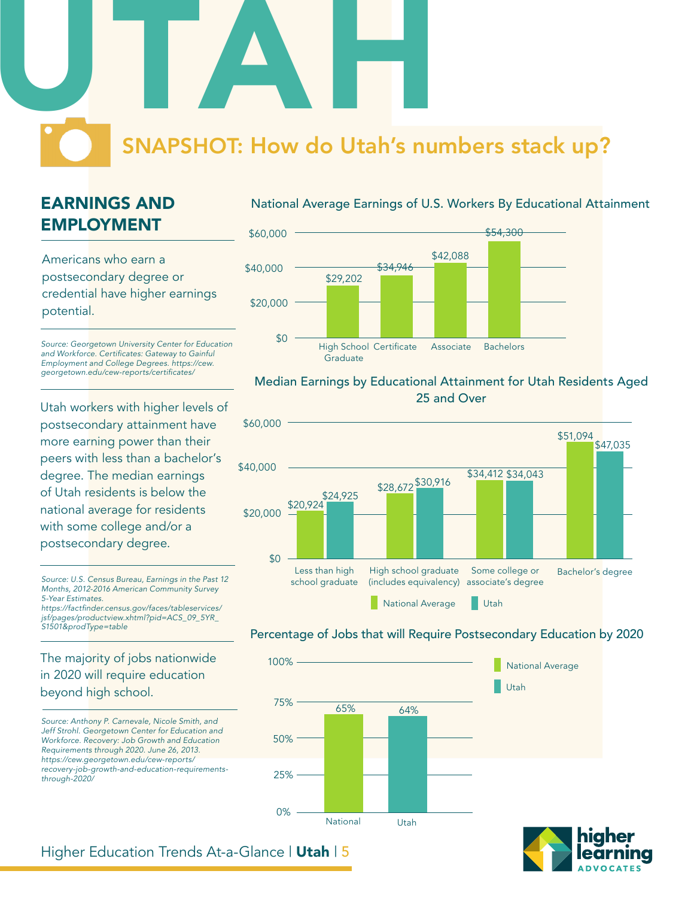# UTAH

## SNAPSHOT: How do Utah's numbers stack up?

## EARNINGS AND EMPLOYMENT

Americans who earn a postsecondary degree or credential have higher earnings potential.

*Source: Georgetown University Center for Education and Workforce. Certificates: Gateway to Gainful Employment and College Degrees. https://cew.georgetown.edu/cew-reports/certificates/*

### National Average Earnings of U.S. Workers By Educational Attainment

| Educational Attainment | Earnings |
| --- | --- |
| High School Graduate | $29,202 |
| Certificate | $34,946 |
| Associate | $42,088 |
| Bachelors | $54,300 |

Utah workers with higher levels of postsecondary attainment have more earning power than their peers with less than a bachelor's degree. The median earnings of Utah residents is below the national average for residents with some college and/or a postsecondary degree.

*Source: U.S. Census Bureau, Earnings in the Past 12 Months, 2012-2016 American Community Survey 5-Year Estimates. https://factfinder.census.gov/faces/tableservices/jsf/pages/productview.xhtml?pid=ACS_09_5YR_S1501&prodType=table*

### Median Earnings by Educational Attainment for Utah Residents Aged 25 and Over

| Educational Attainment | National Average | Utah |
| --- | --- | --- |
| Less than high school graduate | $20,924 | $24,925 |
| High school graduate (includes equivalency) | $28,672 | $30,916 |
| Some college or associate's degree | $34,412 | $34,043 |
| Bachelor's degree | $51,094 | $47,035 |

The majority of jobs nationwide in 2020 will require education beyond high school.

*Source: Anthony P. Carnevale, Nicole Smith, and Jeff Strohl. Georgetown Center for Education and Workforce. Recovery: Job Growth and Education Requirements through 2020. June 26, 2013. https://cew.georgetown.edu/cew-reports/recovery-job-growth-and-education-requirements-through-2020/*

### Percentage of Jobs that will Require Postsecondary Education by 2020

| | Percentage |
| --- | --- |
| National | 65% |
| Utah | 64% |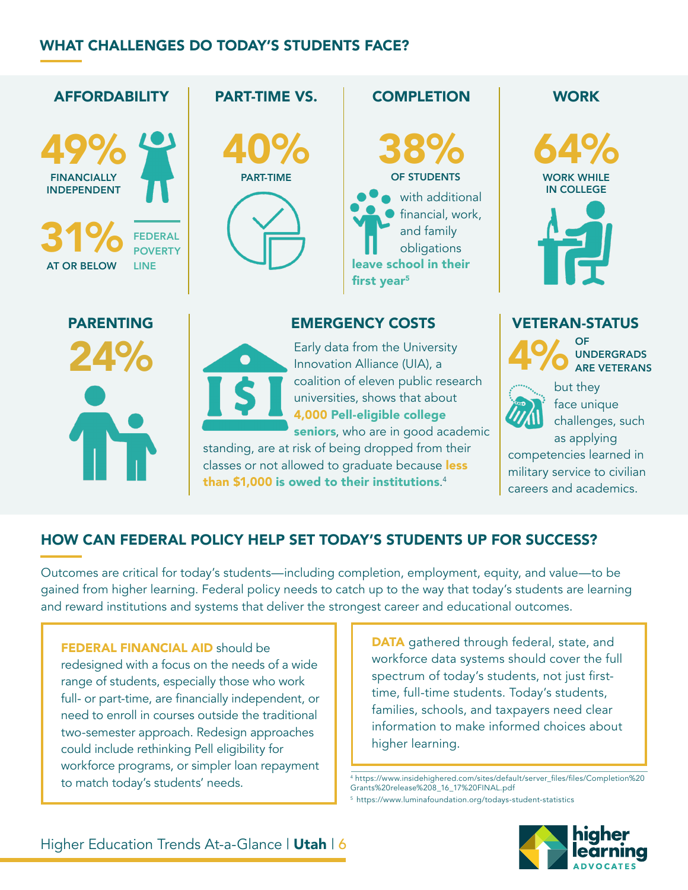## WHAT CHALLENGES DO TODAY'S STUDENTS FACE?

### AFFORDABILITY

**49%** FINANCIALLY INDEPENDENT

**31%** AT OR BELOW FEDERAL POVERTY LINE

### PART-TIME VS.

**40%** PART-TIME

### COMPLETION

**38%** OF STUDENTS with additional financial, work, and family obligations **leave school in their first year**[5]

### WORK

**64%** WORK WHILE IN COLLEGE

### PARENTING

**24%**

### EMERGENCY COSTS

Early data from the University Innovation Alliance (UIA), a coalition of eleven public research universities, shows that about **4,000 Pell-eligible college seniors**, who are in good academic standing, are at risk of being dropped from their classes or not allowed to graduate because **less than $1,000 is owed to their institutions.**[4]

### VETERAN-STATUS

**4%** OF UNDERGRADS ARE VETERANS but they face unique challenges, such as applying competencies learned in military service to civilian careers and academics.

## HOW CAN FEDERAL POLICY HELP SET TODAY'S STUDENTS UP FOR SUCCESS?

Outcomes are critical for today's students—including completion, employment, equity, and value—to be gained from higher learning. Federal policy needs to catch up to the way that today's students are learning and reward institutions and systems that deliver the strongest career and educational outcomes.

**FEDERAL FINANCIAL AID** should be redesigned with a focus on the needs of a wide range of students, especially those who work full- or part-time, are financially independent, or need to enroll in courses outside the traditional two-semester approach. Redesign approaches could include rethinking Pell eligibility for workforce programs, or simpler loan repayment to match today's students' needs.

**DATA** gathered through federal, state, and workforce data systems should cover the full spectrum of today's students, not just first-time, full-time students. Today's students, families, schools, and taxpayers need clear information to make informed choices about higher learning.

[4] https://www.insidehighered.com/sites/default/server_files/files/Completion%20Grants%20release%208_16_17%20FINAL.pdf

[5] https://www.luminafoundation.org/todays-student-statistics